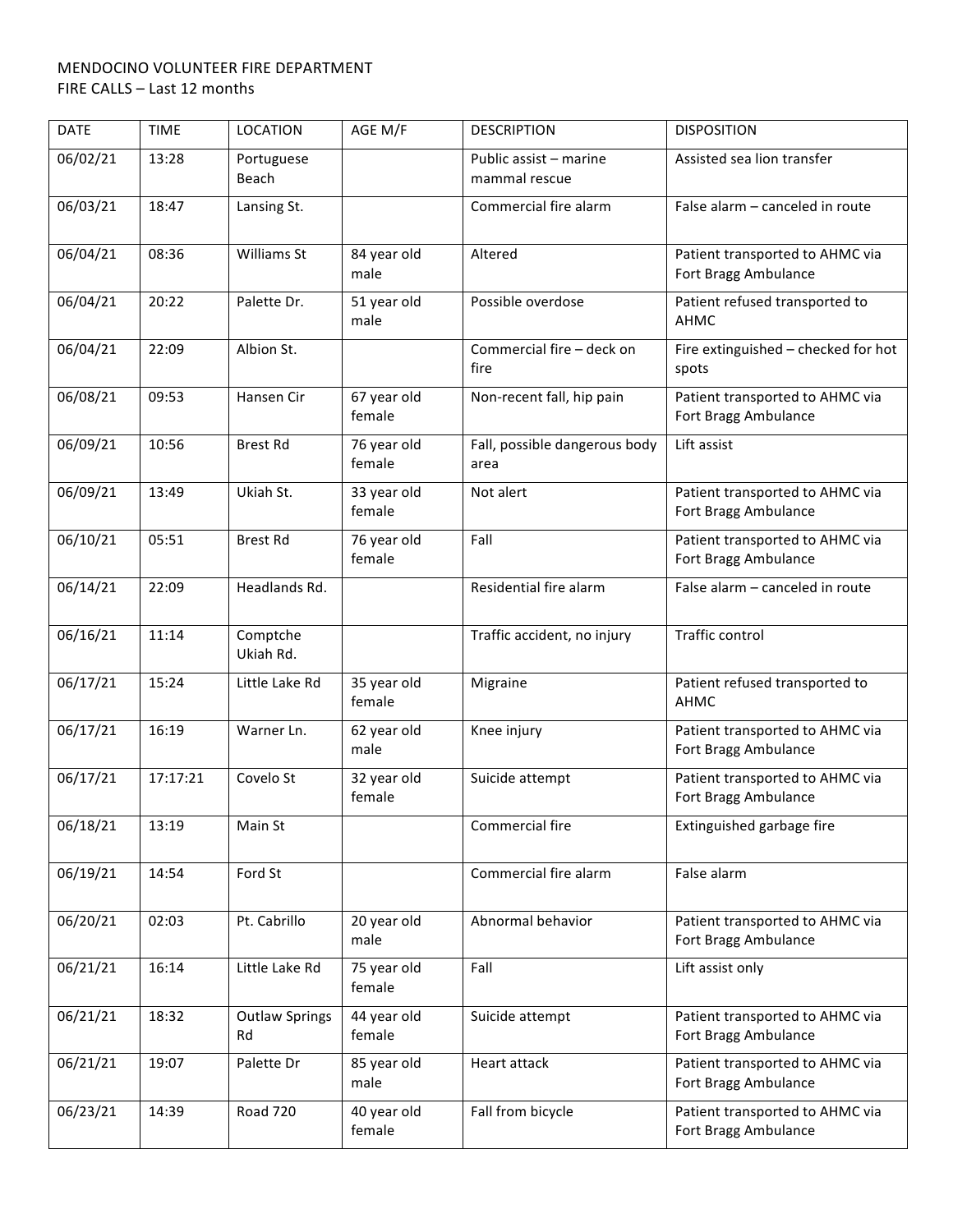MENDOCINO VOLUNTEER FIRE DEPARTMENT
FIRE CALLS – Last 12 months

| DATE | TIME | LOCATION | AGE M/F | DESCRIPTION | DISPOSITION |
|---|---|---|---|---|---|
| 06/02/21 | 13:28 | Portuguese Beach | | Public assist – marine mammal rescue | Assisted sea lion transfer |
| 06/03/21 | 18:47 | Lansing St. | | Commercial fire alarm | False alarm – canceled in route |
| 06/04/21 | 08:36 | Williams St | 84 year old male | Altered | Patient transported to AHMC via Fort Bragg Ambulance |
| 06/04/21 | 20:22 | Palette Dr. | 51 year old male | Possible overdose | Patient refused transported to AHMC |
| 06/04/21 | 22:09 | Albion St. | | Commercial fire – deck on fire | Fire extinguished – checked for hot spots |
| 06/08/21 | 09:53 | Hansen Cir | 67 year old female | Non-recent fall, hip pain | Patient transported to AHMC via Fort Bragg Ambulance |
| 06/09/21 | 10:56 | Brest Rd | 76 year old female | Fall, possible dangerous body area | Lift assist |
| 06/09/21 | 13:49 | Ukiah St. | 33 year old female | Not alert | Patient transported to AHMC via Fort Bragg Ambulance |
| 06/10/21 | 05:51 | Brest Rd | 76 year old female | Fall | Patient transported to AHMC via Fort Bragg Ambulance |
| 06/14/21 | 22:09 | Headlands Rd. | | Residential fire alarm | False alarm – canceled in route |
| 06/16/21 | 11:14 | Comptche Ukiah Rd. | | Traffic accident, no injury | Traffic control |
| 06/17/21 | 15:24 | Little Lake Rd | 35 year old female | Migraine | Patient refused transported to AHMC |
| 06/17/21 | 16:19 | Warner Ln. | 62 year old male | Knee injury | Patient transported to AHMC via Fort Bragg Ambulance |
| 06/17/21 | 17:17:21 | Covelo St | 32 year old female | Suicide attempt | Patient transported to AHMC via Fort Bragg Ambulance |
| 06/18/21 | 13:19 | Main St | | Commercial fire | Extinguished garbage fire |
| 06/19/21 | 14:54 | Ford St | | Commercial fire alarm | False alarm |
| 06/20/21 | 02:03 | Pt. Cabrillo | 20 year old male | Abnormal behavior | Patient transported to AHMC via Fort Bragg Ambulance |
| 06/21/21 | 16:14 | Little Lake Rd | 75 year old female | Fall | Lift assist only |
| 06/21/21 | 18:32 | Outlaw Springs Rd | 44 year old female | Suicide attempt | Patient transported to AHMC via Fort Bragg Ambulance |
| 06/21/21 | 19:07 | Palette Dr | 85 year old male | Heart attack | Patient transported to AHMC via Fort Bragg Ambulance |
| 06/23/21 | 14:39 | Road 720 | 40 year old female | Fall from bicycle | Patient transported to AHMC via Fort Bragg Ambulance |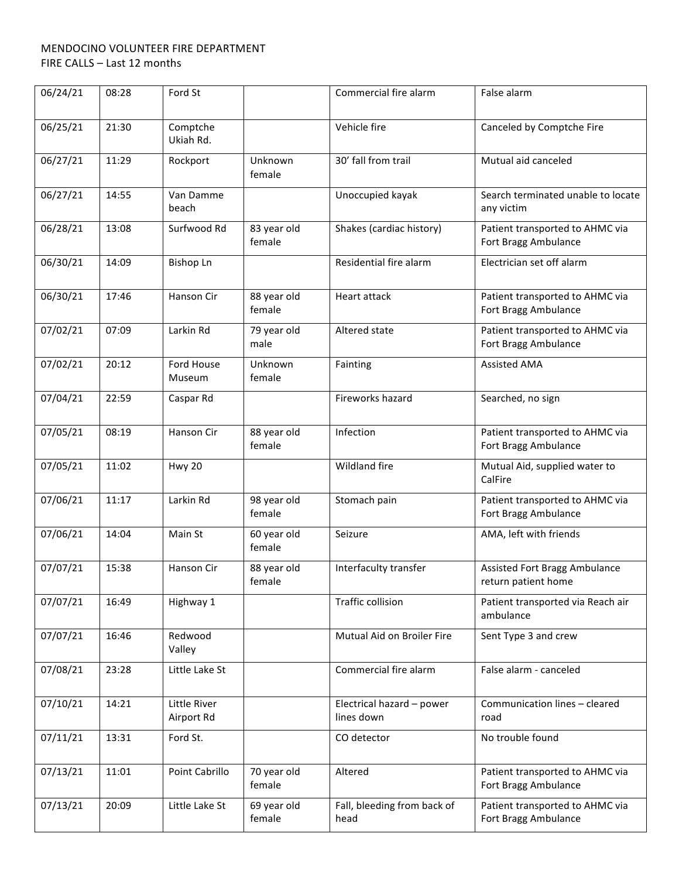MENDOCINO VOLUNTEER FIRE DEPARTMENT
FIRE CALLS – Last 12 months

| 06/24/21 | 08:28 | Ford St | | Commercial fire alarm | False alarm |
|---|---|---|---|---|---|
| 06/25/21 | 21:30 | Comptche Ukiah Rd. | | Vehicle fire | Canceled by Comptche Fire |
| 06/27/21 | 11:29 | Rockport | Unknown female | 30' fall from trail | Mutual aid canceled |
| 06/27/21 | 14:55 | Van Damme beach | | Unoccupied kayak | Search terminated unable to locate any victim |
| 06/28/21 | 13:08 | Surfwood Rd | 83 year old female | Shakes (cardiac history) | Patient transported to AHMC via Fort Bragg Ambulance |
| 06/30/21 | 14:09 | Bishop Ln | | Residential fire alarm | Electrician set off alarm |
| 06/30/21 | 17:46 | Hanson Cir | 88 year old female | Heart attack | Patient transported to AHMC via Fort Bragg Ambulance |
| 07/02/21 | 07:09 | Larkin Rd | 79 year old male | Altered state | Patient transported to AHMC via Fort Bragg Ambulance |
| 07/02/21 | 20:12 | Ford House Museum | Unknown female | Fainting | Assisted AMA |
| 07/04/21 | 22:59 | Caspar Rd | | Fireworks hazard | Searched, no sign |
| 07/05/21 | 08:19 | Hanson Cir | 88 year old female | Infection | Patient transported to AHMC via Fort Bragg Ambulance |
| 07/05/21 | 11:02 | Hwy 20 | | Wildland fire | Mutual Aid, supplied water to CalFire |
| 07/06/21 | 11:17 | Larkin Rd | 98 year old female | Stomach pain | Patient transported to AHMC via Fort Bragg Ambulance |
| 07/06/21 | 14:04 | Main St | 60 year old female | Seizure | AMA, left with friends |
| 07/07/21 | 15:38 | Hanson Cir | 88 year old female | Interfaculty transfer | Assisted Fort Bragg Ambulance return patient home |
| 07/07/21 | 16:49 | Highway 1 | | Traffic collision | Patient transported via Reach air ambulance |
| 07/07/21 | 16:46 | Redwood Valley | | Mutual Aid on Broiler Fire | Sent Type 3 and crew |
| 07/08/21 | 23:28 | Little Lake St | | Commercial fire alarm | False alarm - canceled |
| 07/10/21 | 14:21 | Little River Airport Rd | | Electrical hazard – power lines down | Communication lines – cleared road |
| 07/11/21 | 13:31 | Ford St. | | CO detector | No trouble found |
| 07/13/21 | 11:01 | Point Cabrillo | 70 year old female | Altered | Patient transported to AHMC via Fort Bragg Ambulance |
| 07/13/21 | 20:09 | Little Lake St | 69 year old female | Fall, bleeding from back of head | Patient transported to AHMC via Fort Bragg Ambulance |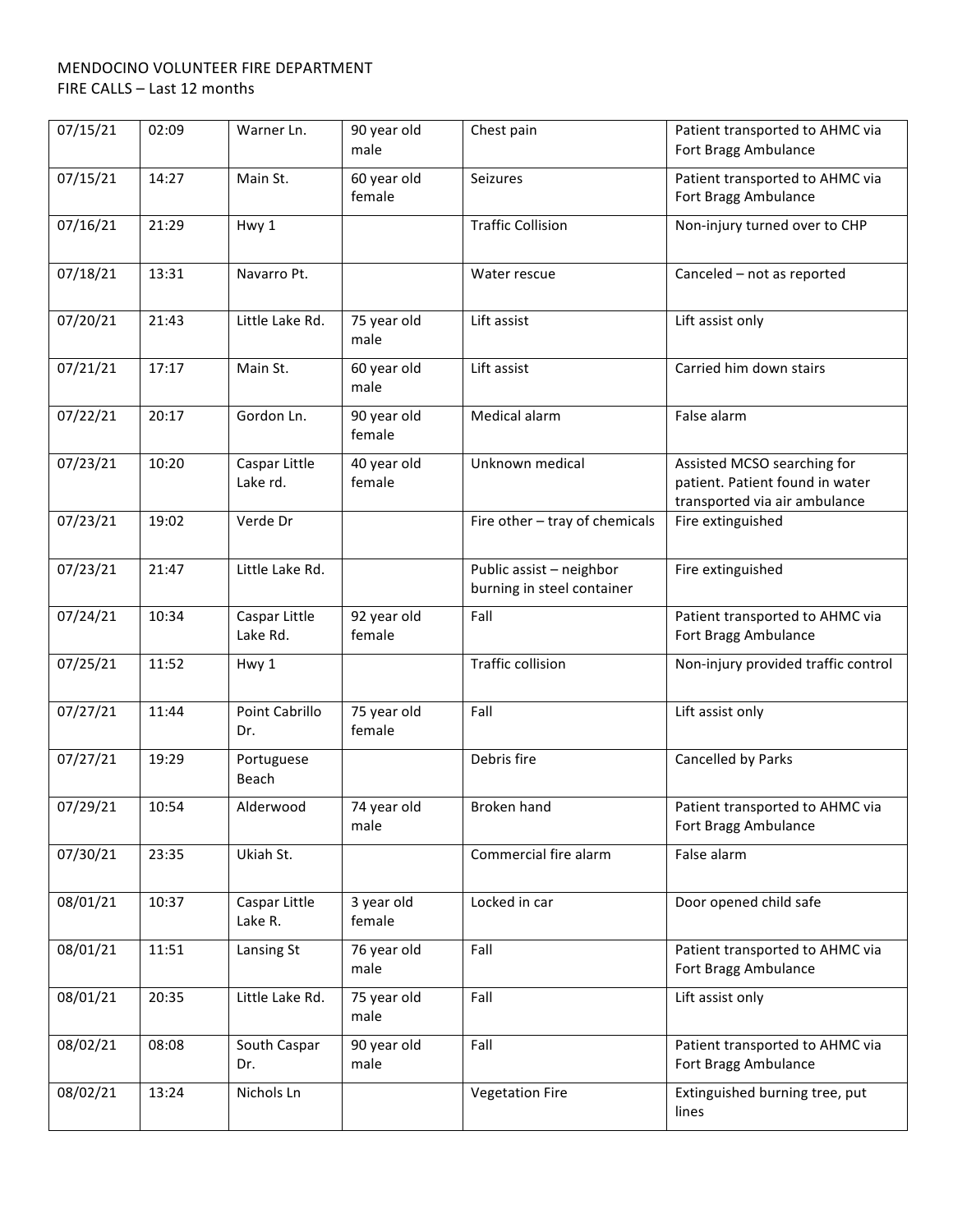MENDOCINO VOLUNTEER FIRE DEPARTMENT
FIRE CALLS – Last 12 months

| | | | | | |
|---|---|---|---|---|---|
| 07/15/21 | 02:09 | Warner Ln. | 90 year old male | Chest pain | Patient transported to AHMC via Fort Bragg Ambulance |
| 07/15/21 | 14:27 | Main St. | 60 year old female | Seizures | Patient transported to AHMC via Fort Bragg Ambulance |
| 07/16/21 | 21:29 | Hwy 1 | | Traffic Collision | Non-injury turned over to CHP |
| 07/18/21 | 13:31 | Navarro Pt. | | Water rescue | Canceled – not as reported |
| 07/20/21 | 21:43 | Little Lake Rd. | 75 year old male | Lift assist | Lift assist only |
| 07/21/21 | 17:17 | Main St. | 60 year old male | Lift assist | Carried him down stairs |
| 07/22/21 | 20:17 | Gordon Ln. | 90 year old female | Medical alarm | False alarm |
| 07/23/21 | 10:20 | Caspar Little Lake rd. | 40 year old female | Unknown medical | Assisted MCSO searching for patient. Patient found in water transported via air ambulance |
| 07/23/21 | 19:02 | Verde Dr | | Fire other – tray of chemicals | Fire extinguished |
| 07/23/21 | 21:47 | Little Lake Rd. | | Public assist – neighbor burning in steel container | Fire extinguished |
| 07/24/21 | 10:34 | Caspar Little Lake Rd. | 92 year old female | Fall | Patient transported to AHMC via Fort Bragg Ambulance |
| 07/25/21 | 11:52 | Hwy 1 | | Traffic collision | Non-injury provided traffic control |
| 07/27/21 | 11:44 | Point Cabrillo Dr. | 75 year old female | Fall | Lift assist only |
| 07/27/21 | 19:29 | Portuguese Beach | | Debris fire | Cancelled by Parks |
| 07/29/21 | 10:54 | Alderwood | 74 year old male | Broken hand | Patient transported to AHMC via Fort Bragg Ambulance |
| 07/30/21 | 23:35 | Ukiah St. | | Commercial fire alarm | False alarm |
| 08/01/21 | 10:37 | Caspar Little Lake R. | 3 year old female | Locked in car | Door opened child safe |
| 08/01/21 | 11:51 | Lansing St | 76 year old male | Fall | Patient transported to AHMC via Fort Bragg Ambulance |
| 08/01/21 | 20:35 | Little Lake Rd. | 75 year old male | Fall | Lift assist only |
| 08/02/21 | 08:08 | South Caspar Dr. | 90 year old male | Fall | Patient transported to AHMC via Fort Bragg Ambulance |
| 08/02/21 | 13:24 | Nichols Ln | | Vegetation Fire | Extinguished burning tree, put lines |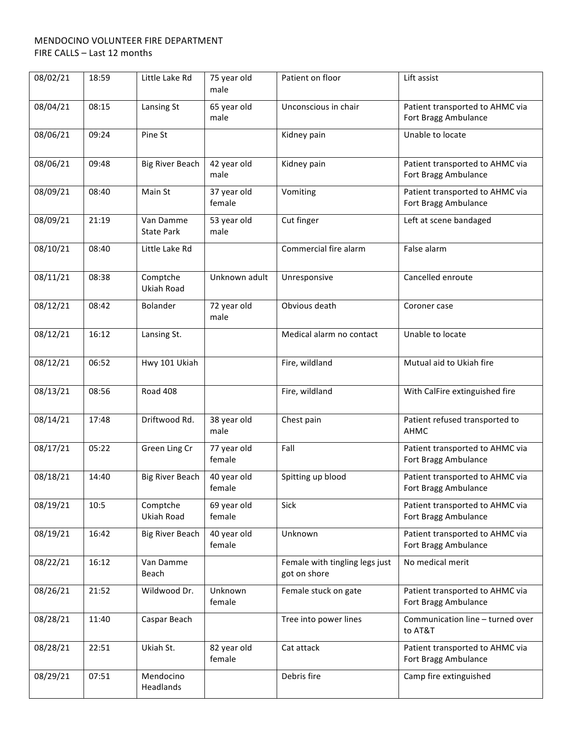MENDOCINO VOLUNTEER FIRE DEPARTMENT
FIRE CALLS – Last 12 months

| | | | | | |
|---|---|---|---|---|---|
| 08/02/21 | 18:59 | Little Lake Rd | 75 year old male | Patient on floor | Lift assist |
| 08/04/21 | 08:15 | Lansing St | 65 year old male | Unconscious in chair | Patient transported to AHMC via Fort Bragg Ambulance |
| 08/06/21 | 09:24 | Pine St | | Kidney pain | Unable to locate |
| 08/06/21 | 09:48 | Big River Beach | 42 year old male | Kidney pain | Patient transported to AHMC via Fort Bragg Ambulance |
| 08/09/21 | 08:40 | Main St | 37 year old female | Vomiting | Patient transported to AHMC via Fort Bragg Ambulance |
| 08/09/21 | 21:19 | Van Damme State Park | 53 year old male | Cut finger | Left at scene bandaged |
| 08/10/21 | 08:40 | Little Lake Rd | | Commercial fire alarm | False alarm |
| 08/11/21 | 08:38 | Comptche Ukiah Road | Unknown adult | Unresponsive | Cancelled enroute |
| 08/12/21 | 08:42 | Bolander | 72 year old male | Obvious death | Coroner case |
| 08/12/21 | 16:12 | Lansing St. | | Medical alarm no contact | Unable to locate |
| 08/12/21 | 06:52 | Hwy 101 Ukiah | | Fire, wildland | Mutual aid to Ukiah fire |
| 08/13/21 | 08:56 | Road 408 | | Fire, wildland | With CalFire extinguished fire |
| 08/14/21 | 17:48 | Driftwood Rd. | 38 year old male | Chest pain | Patient refused transported to AHMC |
| 08/17/21 | 05:22 | Green Ling Cr | 77 year old female | Fall | Patient transported to AHMC via Fort Bragg Ambulance |
| 08/18/21 | 14:40 | Big River Beach | 40 year old female | Spitting up blood | Patient transported to AHMC via Fort Bragg Ambulance |
| 08/19/21 | 10:5 | Comptche Ukiah Road | 69 year old female | Sick | Patient transported to AHMC via Fort Bragg Ambulance |
| 08/19/21 | 16:42 | Big River Beach | 40 year old female | Unknown | Patient transported to AHMC via Fort Bragg Ambulance |
| 08/22/21 | 16:12 | Van Damme Beach | | Female with tingling legs just got on shore | No medical merit |
| 08/26/21 | 21:52 | Wildwood Dr. | Unknown female | Female stuck on gate | Patient transported to AHMC via Fort Bragg Ambulance |
| 08/28/21 | 11:40 | Caspar Beach | | Tree into power lines | Communication line – turned over to AT&T |
| 08/28/21 | 22:51 | Ukiah St. | 82 year old female | Cat attack | Patient transported to AHMC via Fort Bragg Ambulance |
| 08/29/21 | 07:51 | Mendocino Headlands | | Debris fire | Camp fire extinguished |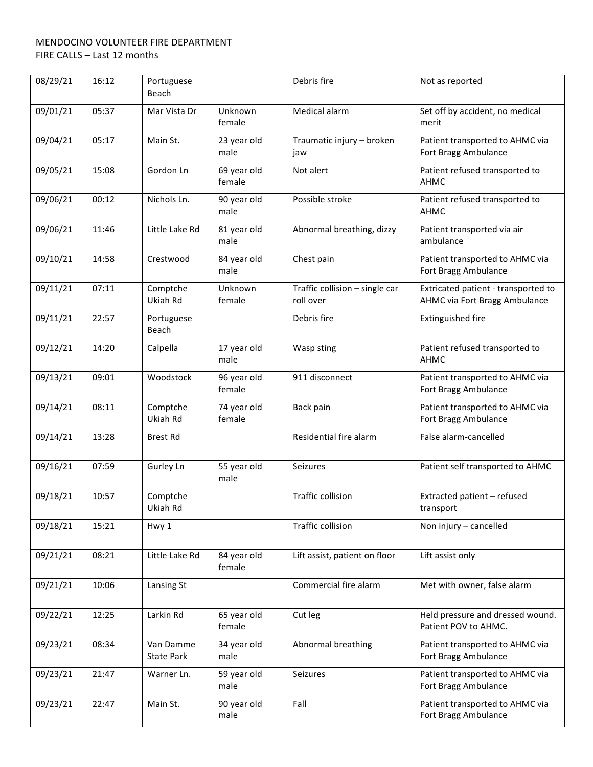MENDOCINO VOLUNTEER FIRE DEPARTMENT
FIRE CALLS – Last 12 months

| | | | | | |
|---|---|---|---|---|---|
| 08/29/21 | 16:12 | Portuguese Beach | | Debris fire | Not as reported |
| 09/01/21 | 05:37 | Mar Vista Dr | Unknown female | Medical alarm | Set off by accident, no medical merit |
| 09/04/21 | 05:17 | Main St. | 23 year old male | Traumatic injury – broken jaw | Patient transported to AHMC via Fort Bragg Ambulance |
| 09/05/21 | 15:08 | Gordon Ln | 69 year old female | Not alert | Patient refused transported to AHMC |
| 09/06/21 | 00:12 | Nichols Ln. | 90 year old male | Possible stroke | Patient refused transported to AHMC |
| 09/06/21 | 11:46 | Little Lake Rd | 81 year old male | Abnormal breathing, dizzy | Patient transported via air ambulance |
| 09/10/21 | 14:58 | Crestwood | 84 year old male | Chest pain | Patient transported to AHMC via Fort Bragg Ambulance |
| 09/11/21 | 07:11 | Comptche Ukiah Rd | Unknown female | Traffic collision – single car roll over | Extricated patient - transported to AHMC via Fort Bragg Ambulance |
| 09/11/21 | 22:57 | Portuguese Beach | | Debris fire | Extinguished fire |
| 09/12/21 | 14:20 | Calpella | 17 year old male | Wasp sting | Patient refused transported to AHMC |
| 09/13/21 | 09:01 | Woodstock | 96 year old female | 911 disconnect | Patient transported to AHMC via Fort Bragg Ambulance |
| 09/14/21 | 08:11 | Comptche Ukiah Rd | 74 year old female | Back pain | Patient transported to AHMC via Fort Bragg Ambulance |
| 09/14/21 | 13:28 | Brest Rd | | Residential fire alarm | False alarm-cancelled |
| 09/16/21 | 07:59 | Gurley Ln | 55 year old male | Seizures | Patient self transported to AHMC |
| 09/18/21 | 10:57 | Comptche Ukiah Rd | | Traffic collision | Extracted patient – refused transport |
| 09/18/21 | 15:21 | Hwy 1 | | Traffic collision | Non injury – cancelled |
| 09/21/21 | 08:21 | Little Lake Rd | 84 year old female | Lift assist, patient on floor | Lift assist only |
| 09/21/21 | 10:06 | Lansing St | | Commercial fire alarm | Met with owner, false alarm |
| 09/22/21 | 12:25 | Larkin Rd | 65 year old female | Cut leg | Held pressure and dressed wound. Patient POV to AHMC. |
| 09/23/21 | 08:34 | Van Damme State Park | 34 year old male | Abnormal breathing | Patient transported to AHMC via Fort Bragg Ambulance |
| 09/23/21 | 21:47 | Warner Ln. | 59 year old male | Seizures | Patient transported to AHMC via Fort Bragg Ambulance |
| 09/23/21 | 22:47 | Main St. | 90 year old male | Fall | Patient transported to AHMC via Fort Bragg Ambulance |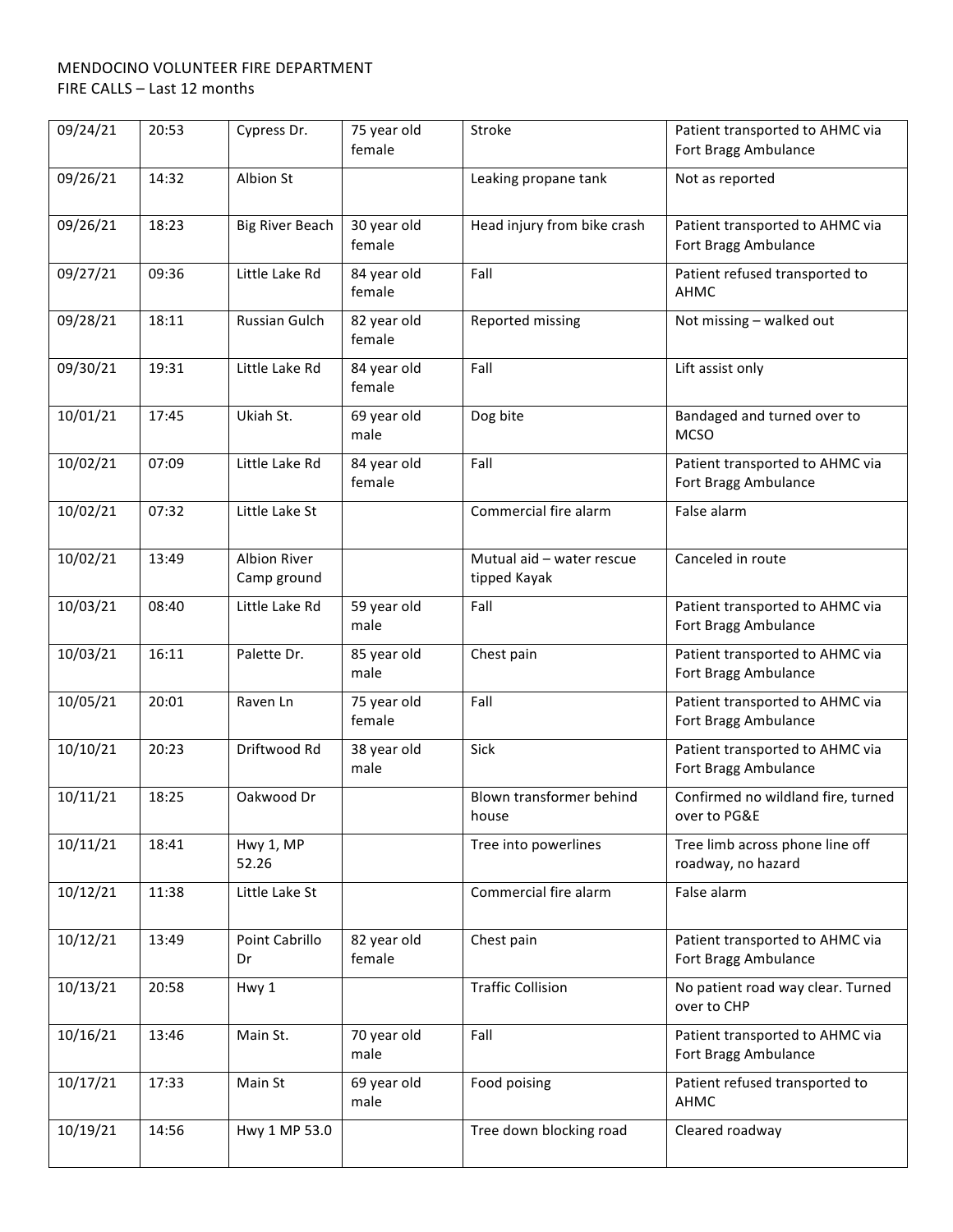MENDOCINO VOLUNTEER FIRE DEPARTMENT
FIRE CALLS – Last 12 months

| | | | | | |
|---|---|---|---|---|---|
| 09/24/21 | 20:53 | Cypress Dr. | 75 year old female | Stroke | Patient transported to AHMC via Fort Bragg Ambulance |
| 09/26/21 | 14:32 | Albion St | | Leaking propane tank | Not as reported |
| 09/26/21 | 18:23 | Big River Beach | 30 year old female | Head injury from bike crash | Patient transported to AHMC via Fort Bragg Ambulance |
| 09/27/21 | 09:36 | Little Lake Rd | 84 year old female | Fall | Patient refused transported to AHMC |
| 09/28/21 | 18:11 | Russian Gulch | 82 year old female | Reported missing | Not missing – walked out |
| 09/30/21 | 19:31 | Little Lake Rd | 84 year old female | Fall | Lift assist only |
| 10/01/21 | 17:45 | Ukiah St. | 69 year old male | Dog bite | Bandaged and turned over to MCSO |
| 10/02/21 | 07:09 | Little Lake Rd | 84 year old female | Fall | Patient transported to AHMC via Fort Bragg Ambulance |
| 10/02/21 | 07:32 | Little Lake St | | Commercial fire alarm | False alarm |
| 10/02/21 | 13:49 | Albion River Camp ground | | Mutual aid – water rescue tipped Kayak | Canceled in route |
| 10/03/21 | 08:40 | Little Lake Rd | 59 year old male | Fall | Patient transported to AHMC via Fort Bragg Ambulance |
| 10/03/21 | 16:11 | Palette Dr. | 85 year old male | Chest pain | Patient transported to AHMC via Fort Bragg Ambulance |
| 10/05/21 | 20:01 | Raven Ln | 75 year old female | Fall | Patient transported to AHMC via Fort Bragg Ambulance |
| 10/10/21 | 20:23 | Driftwood Rd | 38 year old male | Sick | Patient transported to AHMC via Fort Bragg Ambulance |
| 10/11/21 | 18:25 | Oakwood Dr | | Blown transformer behind house | Confirmed no wildland fire, turned over to PG&E |
| 10/11/21 | 18:41 | Hwy 1, MP 52.26 | | Tree into powerlines | Tree limb across phone line off roadway, no hazard |
| 10/12/21 | 11:38 | Little Lake St | | Commercial fire alarm | False alarm |
| 10/12/21 | 13:49 | Point Cabrillo Dr | 82 year old female | Chest pain | Patient transported to AHMC via Fort Bragg Ambulance |
| 10/13/21 | 20:58 | Hwy 1 | | Traffic Collision | No patient road way clear. Turned over to CHP |
| 10/16/21 | 13:46 | Main St. | 70 year old male | Fall | Patient transported to AHMC via Fort Bragg Ambulance |
| 10/17/21 | 17:33 | Main St | 69 year old male | Food poising | Patient refused transported to AHMC |
| 10/19/21 | 14:56 | Hwy 1 MP 53.0 | | Tree down blocking road | Cleared roadway |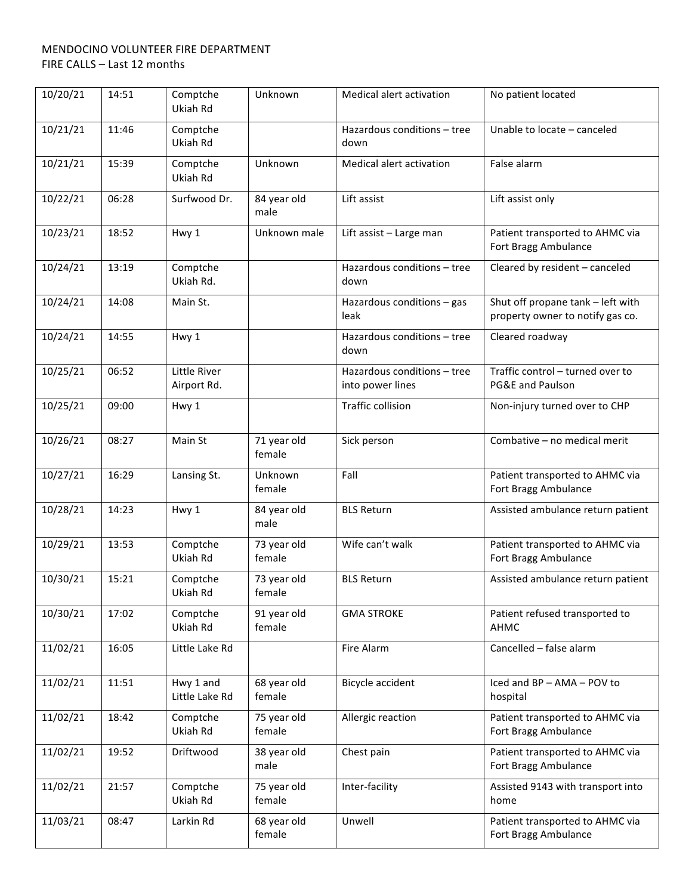MENDOCINO VOLUNTEER FIRE DEPARTMENT
FIRE CALLS – Last 12 months

| | | | | | |
|---|---|---|---|---|---|
| 10/20/21 | 14:51 | Comptche Ukiah Rd | Unknown | Medical alert activation | No patient located |
| 10/21/21 | 11:46 | Comptche Ukiah Rd | | Hazardous conditions – tree down | Unable to locate – canceled |
| 10/21/21 | 15:39 | Comptche Ukiah Rd | Unknown | Medical alert activation | False alarm |
| 10/22/21 | 06:28 | Surfwood Dr. | 84 year old male | Lift assist | Lift assist only |
| 10/23/21 | 18:52 | Hwy 1 | Unknown male | Lift assist – Large man | Patient transported to AHMC via Fort Bragg Ambulance |
| 10/24/21 | 13:19 | Comptche Ukiah Rd. | | Hazardous conditions – tree down | Cleared by resident – canceled |
| 10/24/21 | 14:08 | Main St. | | Hazardous conditions – gas leak | Shut off propane tank – left with property owner to notify gas co. |
| 10/24/21 | 14:55 | Hwy 1 | | Hazardous conditions – tree down | Cleared roadway |
| 10/25/21 | 06:52 | Little River Airport Rd. | | Hazardous conditions – tree into power lines | Traffic control – turned over to PG&E and Paulson |
| 10/25/21 | 09:00 | Hwy 1 | | Traffic collision | Non-injury turned over to CHP |
| 10/26/21 | 08:27 | Main St | 71 year old female | Sick person | Combative – no medical merit |
| 10/27/21 | 16:29 | Lansing St. | Unknown female | Fall | Patient transported to AHMC via Fort Bragg Ambulance |
| 10/28/21 | 14:23 | Hwy 1 | 84 year old male | BLS Return | Assisted ambulance return patient |
| 10/29/21 | 13:53 | Comptche Ukiah Rd | 73 year old female | Wife can't walk | Patient transported to AHMC via Fort Bragg Ambulance |
| 10/30/21 | 15:21 | Comptche Ukiah Rd | 73 year old female | BLS Return | Assisted ambulance return patient |
| 10/30/21 | 17:02 | Comptche Ukiah Rd | 91 year old female | GMA STROKE | Patient refused transported to AHMC |
| 11/02/21 | 16:05 | Little Lake Rd | | Fire Alarm | Cancelled – false alarm |
| 11/02/21 | 11:51 | Hwy 1 and Little Lake Rd | 68 year old female | Bicycle accident | Iced and BP – AMA – POV to hospital |
| 11/02/21 | 18:42 | Comptche Ukiah Rd | 75 year old female | Allergic reaction | Patient transported to AHMC via Fort Bragg Ambulance |
| 11/02/21 | 19:52 | Driftwood | 38 year old male | Chest pain | Patient transported to AHMC via Fort Bragg Ambulance |
| 11/02/21 | 21:57 | Comptche Ukiah Rd | 75 year old female | Inter-facility | Assisted 9143 with transport into home |
| 11/03/21 | 08:47 | Larkin Rd | 68 year old female | Unwell | Patient transported to AHMC via Fort Bragg Ambulance |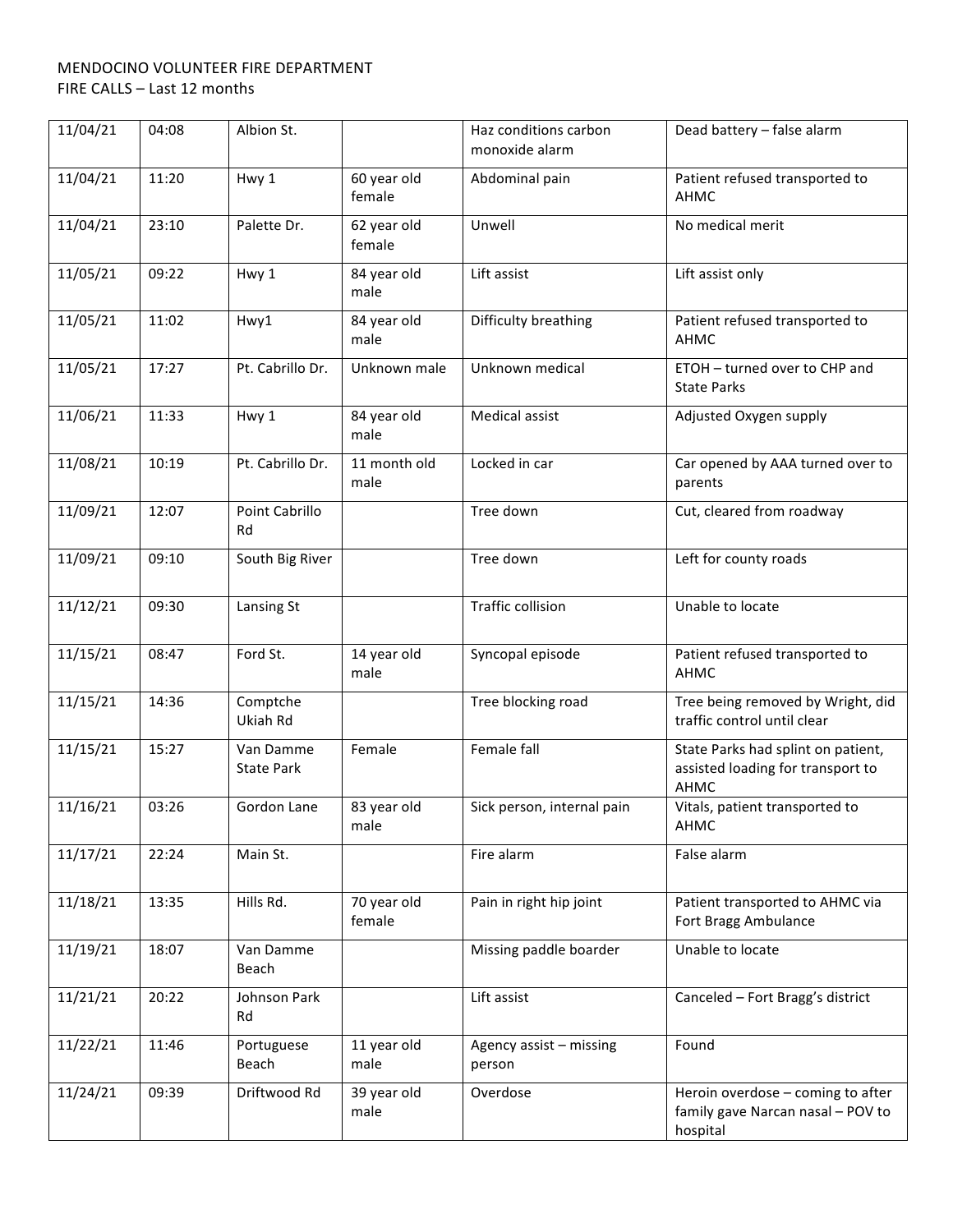MENDOCINO VOLUNTEER FIRE DEPARTMENT
FIRE CALLS – Last 12 months

| | | | | | |
|---|---|---|---|---|---|
| 11/04/21 | 04:08 | Albion St. | | Haz conditions carbon monoxide alarm | Dead battery – false alarm |
| 11/04/21 | 11:20 | Hwy 1 | 60 year old female | Abdominal pain | Patient refused transported to AHMC |
| 11/04/21 | 23:10 | Palette Dr. | 62 year old female | Unwell | No medical merit |
| 11/05/21 | 09:22 | Hwy 1 | 84 year old male | Lift assist | Lift assist only |
| 11/05/21 | 11:02 | Hwy1 | 84 year old male | Difficulty breathing | Patient refused transported to AHMC |
| 11/05/21 | 17:27 | Pt. Cabrillo Dr. | Unknown male | Unknown medical | ETOH – turned over to CHP and State Parks |
| 11/06/21 | 11:33 | Hwy 1 | 84 year old male | Medical assist | Adjusted Oxygen supply |
| 11/08/21 | 10:19 | Pt. Cabrillo Dr. | 11 month old male | Locked in car | Car opened by AAA turned over to parents |
| 11/09/21 | 12:07 | Point Cabrillo Rd | | Tree down | Cut, cleared from roadway |
| 11/09/21 | 09:10 | South Big River | | Tree down | Left for county roads |
| 11/12/21 | 09:30 | Lansing St | | Traffic collision | Unable to locate |
| 11/15/21 | 08:47 | Ford St. | 14 year old male | Syncopal episode | Patient refused transported to AHMC |
| 11/15/21 | 14:36 | Comptche Ukiah Rd | | Tree blocking road | Tree being removed by Wright, did traffic control until clear |
| 11/15/21 | 15:27 | Van Damme State Park | Female | Female fall | State Parks had splint on patient, assisted loading for transport to AHMC |
| 11/16/21 | 03:26 | Gordon Lane | 83 year old male | Sick person, internal pain | Vitals, patient transported to AHMC |
| 11/17/21 | 22:24 | Main St. | | Fire alarm | False alarm |
| 11/18/21 | 13:35 | Hills Rd. | 70 year old female | Pain in right hip joint | Patient transported to AHMC via Fort Bragg Ambulance |
| 11/19/21 | 18:07 | Van Damme Beach | | Missing paddle boarder | Unable to locate |
| 11/21/21 | 20:22 | Johnson Park Rd | | Lift assist | Canceled – Fort Bragg's district |
| 11/22/21 | 11:46 | Portuguese Beach | 11 year old male | Agency assist – missing person | Found |
| 11/24/21 | 09:39 | Driftwood Rd | 39 year old male | Overdose | Heroin overdose – coming to after family gave Narcan nasal – POV to hospital |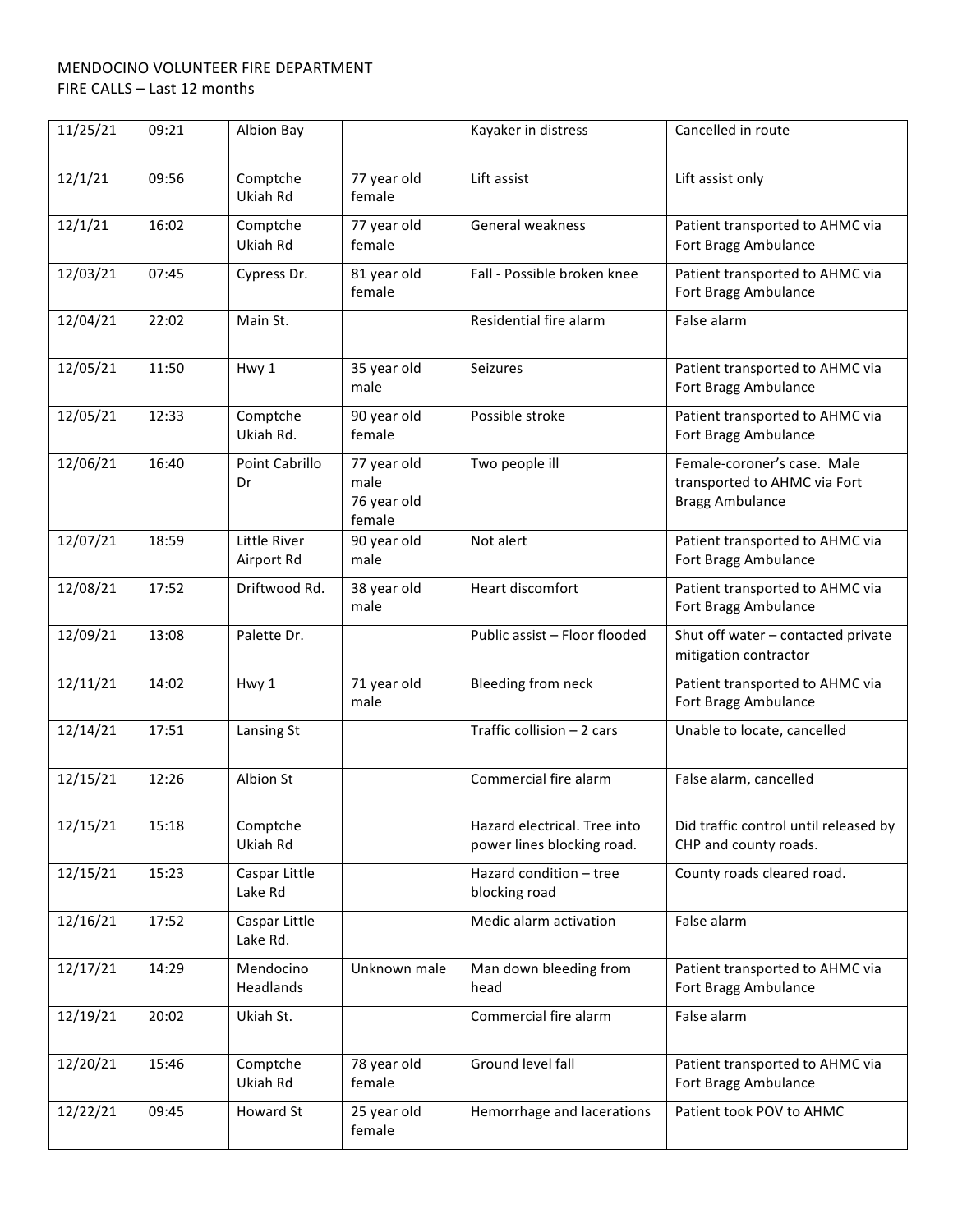MENDOCINO VOLUNTEER FIRE DEPARTMENT
FIRE CALLS – Last 12 months

| | | | | | |
|---|---|---|---|---|---|
| 11/25/21 | 09:21 | Albion Bay | | Kayaker in distress | Cancelled in route |
| 12/1/21 | 09:56 | Comptche Ukiah Rd | 77 year old female | Lift assist | Lift assist only |
| 12/1/21 | 16:02 | Comptche Ukiah Rd | 77 year old female | General weakness | Patient transported to AHMC via Fort Bragg Ambulance |
| 12/03/21 | 07:45 | Cypress Dr. | 81 year old female | Fall - Possible broken knee | Patient transported to AHMC via Fort Bragg Ambulance |
| 12/04/21 | 22:02 | Main St. | | Residential fire alarm | False alarm |
| 12/05/21 | 11:50 | Hwy 1 | 35 year old male | Seizures | Patient transported to AHMC via Fort Bragg Ambulance |
| 12/05/21 | 12:33 | Comptche Ukiah Rd. | 90 year old female | Possible stroke | Patient transported to AHMC via Fort Bragg Ambulance |
| 12/06/21 | 16:40 | Point Cabrillo Dr | 77 year old male 76 year old female | Two people ill | Female-coroner's case. Male transported to AHMC via Fort Bragg Ambulance |
| 12/07/21 | 18:59 | Little River Airport Rd | 90 year old male | Not alert | Patient transported to AHMC via Fort Bragg Ambulance |
| 12/08/21 | 17:52 | Driftwood Rd. | 38 year old male | Heart discomfort | Patient transported to AHMC via Fort Bragg Ambulance |
| 12/09/21 | 13:08 | Palette Dr. | | Public assist – Floor flooded | Shut off water – contacted private mitigation contractor |
| 12/11/21 | 14:02 | Hwy 1 | 71 year old male | Bleeding from neck | Patient transported to AHMC via Fort Bragg Ambulance |
| 12/14/21 | 17:51 | Lansing St | | Traffic collision – 2 cars | Unable to locate, cancelled |
| 12/15/21 | 12:26 | Albion St | | Commercial fire alarm | False alarm, cancelled |
| 12/15/21 | 15:18 | Comptche Ukiah Rd | | Hazard electrical. Tree into power lines blocking road. | Did traffic control until released by CHP and county roads. |
| 12/15/21 | 15:23 | Caspar Little Lake Rd | | Hazard condition – tree blocking road | County roads cleared road. |
| 12/16/21 | 17:52 | Caspar Little Lake Rd. | | Medic alarm activation | False alarm |
| 12/17/21 | 14:29 | Mendocino Headlands | Unknown male | Man down bleeding from head | Patient transported to AHMC via Fort Bragg Ambulance |
| 12/19/21 | 20:02 | Ukiah St. | | Commercial fire alarm | False alarm |
| 12/20/21 | 15:46 | Comptche Ukiah Rd | 78 year old female | Ground level fall | Patient transported to AHMC via Fort Bragg Ambulance |
| 12/22/21 | 09:45 | Howard St | 25 year old female | Hemorrhage and lacerations | Patient took POV to AHMC |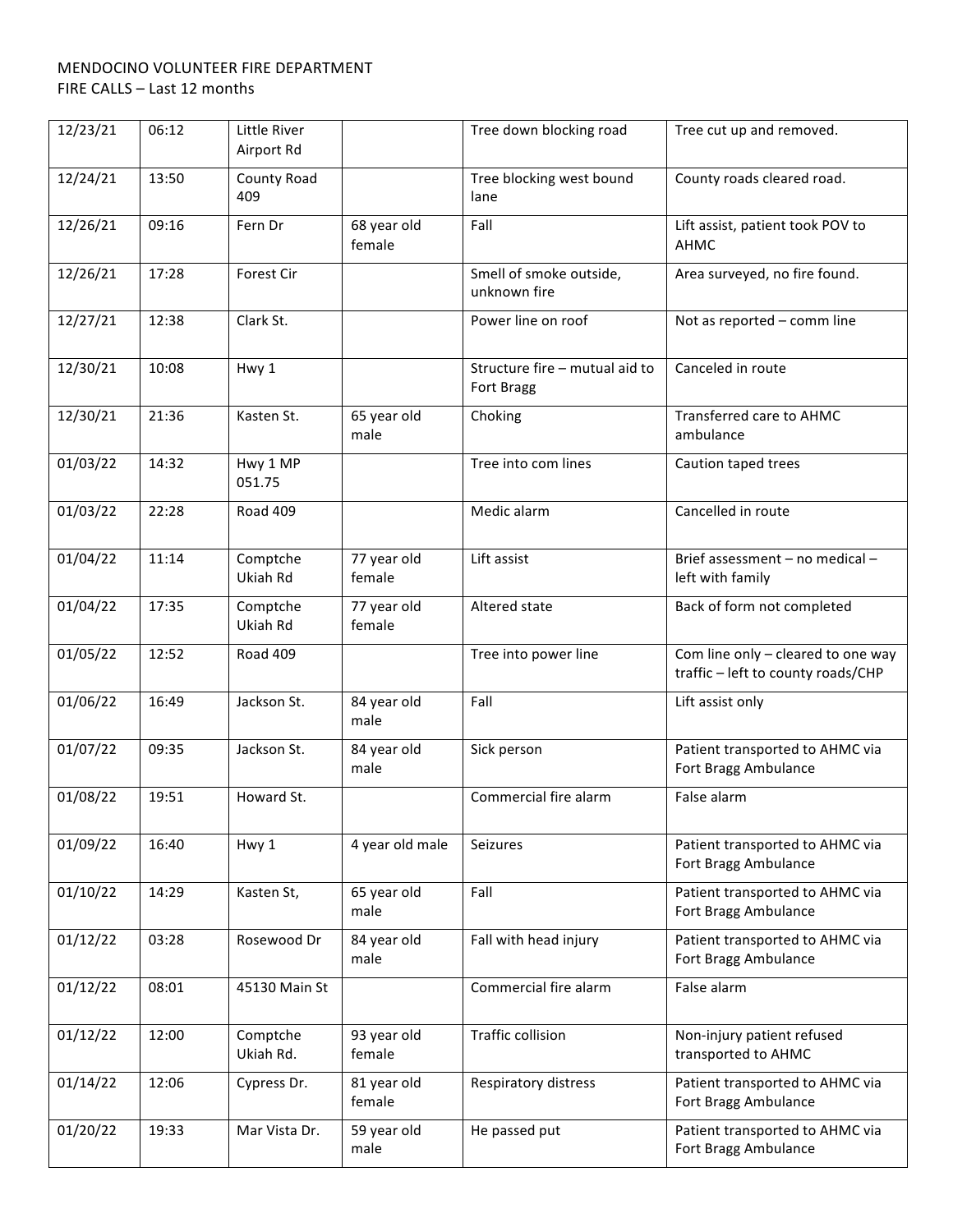MENDOCINO VOLUNTEER FIRE DEPARTMENT
FIRE CALLS – Last 12 months

| | | | | | |
|---|---|---|---|---|---|
| 12/23/21 | 06:12 | Little River Airport Rd | | Tree down blocking road | Tree cut up and removed. |
| 12/24/21 | 13:50 | County Road 409 | | Tree blocking west bound lane | County roads cleared road. |
| 12/26/21 | 09:16 | Fern Dr | 68 year old female | Fall | Lift assist, patient took POV to AHMC |
| 12/26/21 | 17:28 | Forest Cir | | Smell of smoke outside, unknown fire | Area surveyed, no fire found. |
| 12/27/21 | 12:38 | Clark St. | | Power line on roof | Not as reported – comm line |
| 12/30/21 | 10:08 | Hwy 1 | | Structure fire – mutual aid to Fort Bragg | Canceled in route |
| 12/30/21 | 21:36 | Kasten St. | 65 year old male | Choking | Transferred care to AHMC ambulance |
| 01/03/22 | 14:32 | Hwy 1 MP 051.75 | | Tree into com lines | Caution taped trees |
| 01/03/22 | 22:28 | Road 409 | | Medic alarm | Cancelled in route |
| 01/04/22 | 11:14 | Comptche Ukiah Rd | 77 year old female | Lift assist | Brief assessment – no medical – left with family |
| 01/04/22 | 17:35 | Comptche Ukiah Rd | 77 year old female | Altered state | Back of form not completed |
| 01/05/22 | 12:52 | Road 409 | | Tree into power line | Com line only – cleared to one way traffic – left to county roads/CHP |
| 01/06/22 | 16:49 | Jackson St. | 84 year old male | Fall | Lift assist only |
| 01/07/22 | 09:35 | Jackson St. | 84 year old male | Sick person | Patient transported to AHMC via Fort Bragg Ambulance |
| 01/08/22 | 19:51 | Howard St. | | Commercial fire alarm | False alarm |
| 01/09/22 | 16:40 | Hwy 1 | 4 year old male | Seizures | Patient transported to AHMC via Fort Bragg Ambulance |
| 01/10/22 | 14:29 | Kasten St, | 65 year old male | Fall | Patient transported to AHMC via Fort Bragg Ambulance |
| 01/12/22 | 03:28 | Rosewood Dr | 84 year old male | Fall with head injury | Patient transported to AHMC via Fort Bragg Ambulance |
| 01/12/22 | 08:01 | 45130 Main St | | Commercial fire alarm | False alarm |
| 01/12/22 | 12:00 | Comptche Ukiah Rd. | 93 year old female | Traffic collision | Non-injury patient refused transported to AHMC |
| 01/14/22 | 12:06 | Cypress Dr. | 81 year old female | Respiratory distress | Patient transported to AHMC via Fort Bragg Ambulance |
| 01/20/22 | 19:33 | Mar Vista Dr. | 59 year old male | He passed put | Patient transported to AHMC via Fort Bragg Ambulance |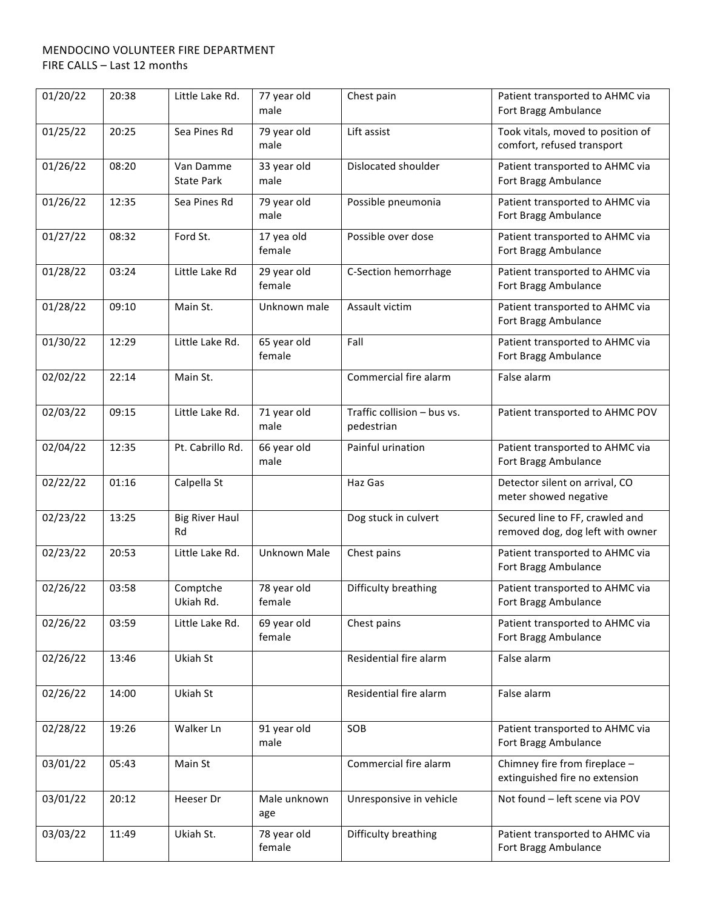MENDOCINO VOLUNTEER FIRE DEPARTMENT
FIRE CALLS – Last 12 months

| | | | | | |
|---|---|---|---|---|---|
| 01/20/22 | 20:38 | Little Lake Rd. | 77 year old male | Chest pain | Patient transported to AHMC via Fort Bragg Ambulance |
| 01/25/22 | 20:25 | Sea Pines Rd | 79 year old male | Lift assist | Took vitals, moved to position of comfort, refused transport |
| 01/26/22 | 08:20 | Van Damme State Park | 33 year old male | Dislocated shoulder | Patient transported to AHMC via Fort Bragg Ambulance |
| 01/26/22 | 12:35 | Sea Pines Rd | 79 year old male | Possible pneumonia | Patient transported to AHMC via Fort Bragg Ambulance |
| 01/27/22 | 08:32 | Ford St. | 17 yea old female | Possible over dose | Patient transported to AHMC via Fort Bragg Ambulance |
| 01/28/22 | 03:24 | Little Lake Rd | 29 year old female | C-Section hemorrhage | Patient transported to AHMC via Fort Bragg Ambulance |
| 01/28/22 | 09:10 | Main St. | Unknown male | Assault victim | Patient transported to AHMC via Fort Bragg Ambulance |
| 01/30/22 | 12:29 | Little Lake Rd. | 65 year old female | Fall | Patient transported to AHMC via Fort Bragg Ambulance |
| 02/02/22 | 22:14 | Main St. | | Commercial fire alarm | False alarm |
| 02/03/22 | 09:15 | Little Lake Rd. | 71 year old male | Traffic collision – bus vs. pedestrian | Patient transported to AHMC POV |
| 02/04/22 | 12:35 | Pt. Cabrillo Rd. | 66 year old male | Painful urination | Patient transported to AHMC via Fort Bragg Ambulance |
| 02/22/22 | 01:16 | Calpella St | | Haz Gas | Detector silent on arrival, CO meter showed negative |
| 02/23/22 | 13:25 | Big River Haul Rd | | Dog stuck in culvert | Secured line to FF, crawled and removed dog, dog left with owner |
| 02/23/22 | 20:53 | Little Lake Rd. | Unknown Male | Chest pains | Patient transported to AHMC via Fort Bragg Ambulance |
| 02/26/22 | 03:58 | Comptche Ukiah Rd. | 78 year old female | Difficulty breathing | Patient transported to AHMC via Fort Bragg Ambulance |
| 02/26/22 | 03:59 | Little Lake Rd. | 69 year old female | Chest pains | Patient transported to AHMC via Fort Bragg Ambulance |
| 02/26/22 | 13:46 | Ukiah St | | Residential fire alarm | False alarm |
| 02/26/22 | 14:00 | Ukiah St | | Residential fire alarm | False alarm |
| 02/28/22 | 19:26 | Walker Ln | 91 year old male | SOB | Patient transported to AHMC via Fort Bragg Ambulance |
| 03/01/22 | 05:43 | Main St | | Commercial fire alarm | Chimney fire from fireplace – extinguished fire no extension |
| 03/01/22 | 20:12 | Heeser Dr | Male unknown age | Unresponsive in vehicle | Not found – left scene via POV |
| 03/03/22 | 11:49 | Ukiah St. | 78 year old female | Difficulty breathing | Patient transported to AHMC via Fort Bragg Ambulance |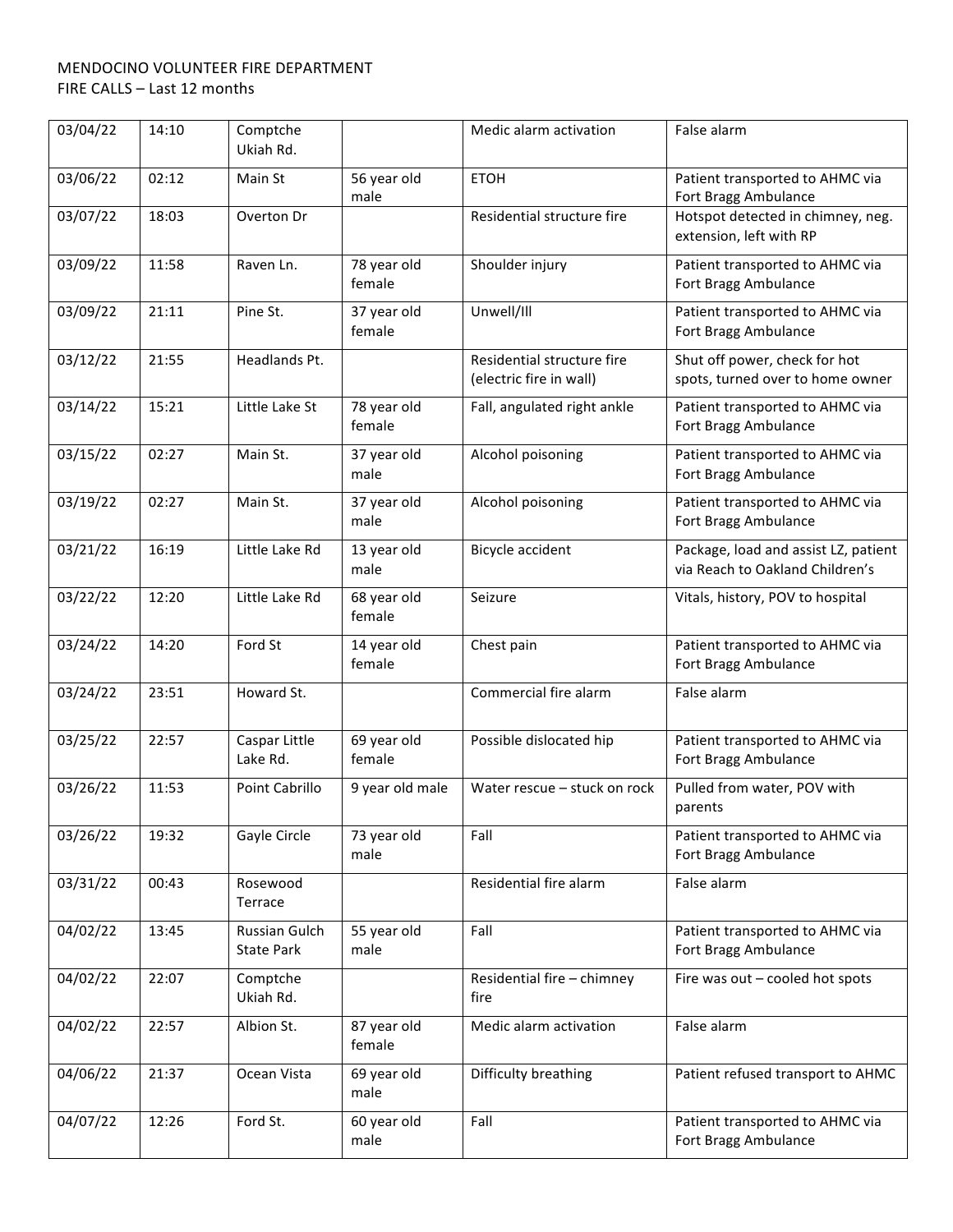MENDOCINO VOLUNTEER FIRE DEPARTMENT
FIRE CALLS – Last 12 months

| | | | | | |
|---|---|---|---|---|---|
| 03/04/22 | 14:10 | Comptche Ukiah Rd. | | Medic alarm activation | False alarm |
| 03/06/22 | 02:12 | Main St | 56 year old male | ETOH | Patient transported to AHMC via Fort Bragg Ambulance |
| 03/07/22 | 18:03 | Overton Dr | | Residential structure fire | Hotspot detected in chimney, neg. extension, left with RP |
| 03/09/22 | 11:58 | Raven Ln. | 78 year old female | Shoulder injury | Patient transported to AHMC via Fort Bragg Ambulance |
| 03/09/22 | 21:11 | Pine St. | 37 year old female | Unwell/Ill | Patient transported to AHMC via Fort Bragg Ambulance |
| 03/12/22 | 21:55 | Headlands Pt. | | Residential structure fire (electric fire in wall) | Shut off power, check for hot spots, turned over to home owner |
| 03/14/22 | 15:21 | Little Lake St | 78 year old female | Fall, angulated right ankle | Patient transported to AHMC via Fort Bragg Ambulance |
| 03/15/22 | 02:27 | Main St. | 37 year old male | Alcohol poisoning | Patient transported to AHMC via Fort Bragg Ambulance |
| 03/19/22 | 02:27 | Main St. | 37 year old male | Alcohol poisoning | Patient transported to AHMC via Fort Bragg Ambulance |
| 03/21/22 | 16:19 | Little Lake Rd | 13 year old male | Bicycle accident | Package, load and assist LZ, patient via Reach to Oakland Children's |
| 03/22/22 | 12:20 | Little Lake Rd | 68 year old female | Seizure | Vitals, history, POV to hospital |
| 03/24/22 | 14:20 | Ford St | 14 year old female | Chest pain | Patient transported to AHMC via Fort Bragg Ambulance |
| 03/24/22 | 23:51 | Howard St. | | Commercial fire alarm | False alarm |
| 03/25/22 | 22:57 | Caspar Little Lake Rd. | 69 year old female | Possible dislocated hip | Patient transported to AHMC via Fort Bragg Ambulance |
| 03/26/22 | 11:53 | Point Cabrillo | 9 year old male | Water rescue – stuck on rock | Pulled from water, POV with parents |
| 03/26/22 | 19:32 | Gayle Circle | 73 year old male | Fall | Patient transported to AHMC via Fort Bragg Ambulance |
| 03/31/22 | 00:43 | Rosewood Terrace | | Residential fire alarm | False alarm |
| 04/02/22 | 13:45 | Russian Gulch State Park | 55 year old male | Fall | Patient transported to AHMC via Fort Bragg Ambulance |
| 04/02/22 | 22:07 | Comptche Ukiah Rd. | | Residential fire – chimney fire | Fire was out – cooled hot spots |
| 04/02/22 | 22:57 | Albion St. | 87 year old female | Medic alarm activation | False alarm |
| 04/06/22 | 21:37 | Ocean Vista | 69 year old male | Difficulty breathing | Patient refused transport to AHMC |
| 04/07/22 | 12:26 | Ford St. | 60 year old male | Fall | Patient transported to AHMC via Fort Bragg Ambulance |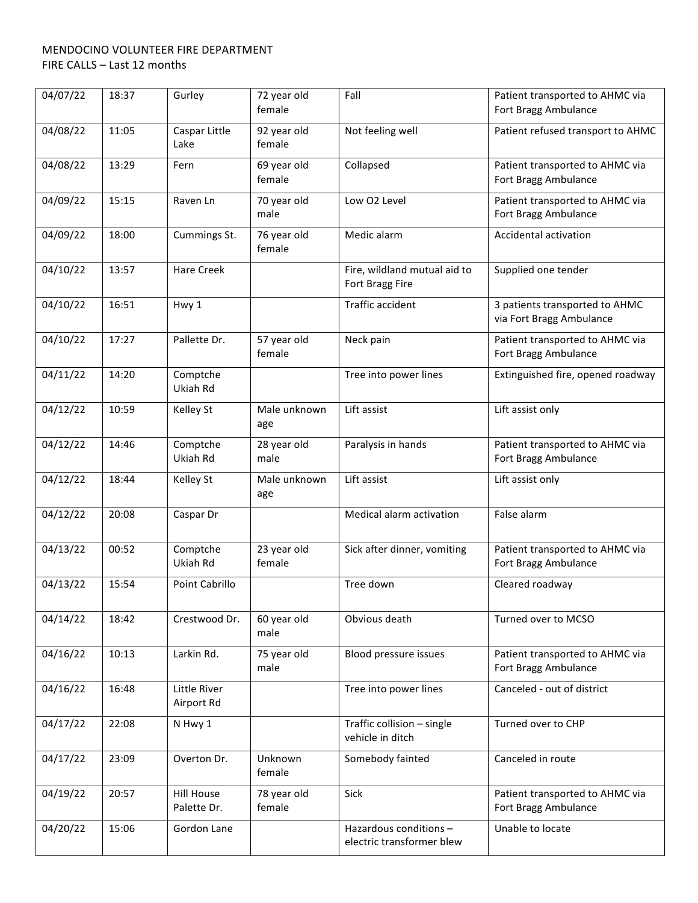MENDOCINO VOLUNTEER FIRE DEPARTMENT
FIRE CALLS – Last 12 months

| | | | | | |
|---|---|---|---|---|---|
| 04/07/22 | 18:37 | Gurley | 72 year old female | Fall | Patient transported to AHMC via Fort Bragg Ambulance |
| 04/08/22 | 11:05 | Caspar Little Lake | 92 year old female | Not feeling well | Patient refused transport to AHMC |
| 04/08/22 | 13:29 | Fern | 69 year old female | Collapsed | Patient transported to AHMC via Fort Bragg Ambulance |
| 04/09/22 | 15:15 | Raven Ln | 70 year old male | Low O2 Level | Patient transported to AHMC via Fort Bragg Ambulance |
| 04/09/22 | 18:00 | Cummings St. | 76 year old female | Medic alarm | Accidental activation |
| 04/10/22 | 13:57 | Hare Creek | | Fire, wildland mutual aid to Fort Bragg Fire | Supplied one tender |
| 04/10/22 | 16:51 | Hwy 1 | | Traffic accident | 3 patients transported to AHMC via Fort Bragg Ambulance |
| 04/10/22 | 17:27 | Pallette Dr. | 57 year old female | Neck pain | Patient transported to AHMC via Fort Bragg Ambulance |
| 04/11/22 | 14:20 | Comptche Ukiah Rd | | Tree into power lines | Extinguished fire, opened roadway |
| 04/12/22 | 10:59 | Kelley St | Male unknown age | Lift assist | Lift assist only |
| 04/12/22 | 14:46 | Comptche Ukiah Rd | 28 year old male | Paralysis in hands | Patient transported to AHMC via Fort Bragg Ambulance |
| 04/12/22 | 18:44 | Kelley St | Male unknown age | Lift assist | Lift assist only |
| 04/12/22 | 20:08 | Caspar Dr | | Medical alarm activation | False alarm |
| 04/13/22 | 00:52 | Comptche Ukiah Rd | 23 year old female | Sick after dinner, vomiting | Patient transported to AHMC via Fort Bragg Ambulance |
| 04/13/22 | 15:54 | Point Cabrillo | | Tree down | Cleared roadway |
| 04/14/22 | 18:42 | Crestwood Dr. | 60 year old male | Obvious death | Turned over to MCSO |
| 04/16/22 | 10:13 | Larkin Rd. | 75 year old male | Blood pressure issues | Patient transported to AHMC via Fort Bragg Ambulance |
| 04/16/22 | 16:48 | Little River Airport Rd | | Tree into power lines | Canceled - out of district |
| 04/17/22 | 22:08 | N Hwy 1 | | Traffic collision – single vehicle in ditch | Turned over to CHP |
| 04/17/22 | 23:09 | Overton Dr. | Unknown female | Somebody fainted | Canceled in route |
| 04/19/22 | 20:57 | Hill House Palette Dr. | 78 year old female | Sick | Patient transported to AHMC via Fort Bragg Ambulance |
| 04/20/22 | 15:06 | Gordon Lane | | Hazardous conditions – electric transformer blew | Unable to locate |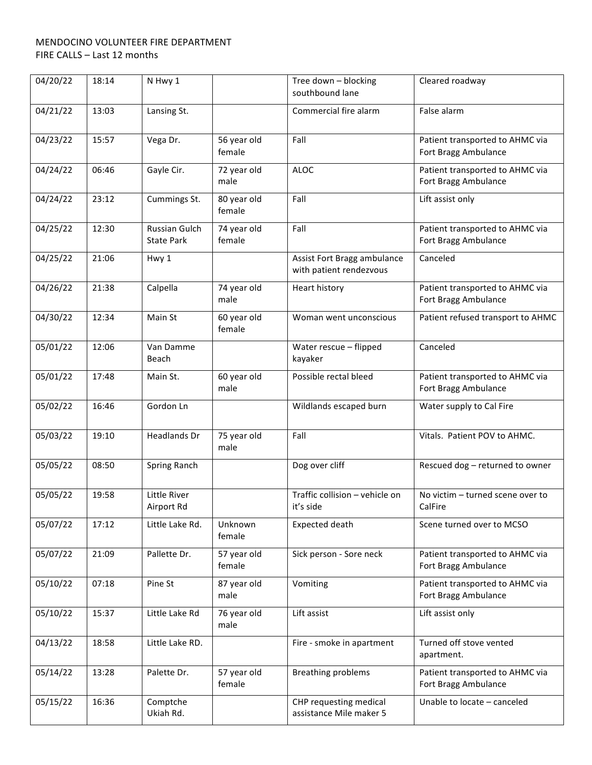MENDOCINO VOLUNTEER FIRE DEPARTMENT
FIRE CALLS – Last 12 months

| | | | | | |
|---|---|---|---|---|---|
| 04/20/22 | 18:14 | N Hwy 1 | | Tree down – blocking southbound lane | Cleared roadway |
| 04/21/22 | 13:03 | Lansing St. | | Commercial fire alarm | False alarm |
| 04/23/22 | 15:57 | Vega Dr. | 56 year old female | Fall | Patient transported to AHMC via Fort Bragg Ambulance |
| 04/24/22 | 06:46 | Gayle Cir. | 72 year old male | ALOC | Patient transported to AHMC via Fort Bragg Ambulance |
| 04/24/22 | 23:12 | Cummings St. | 80 year old female | Fall | Lift assist only |
| 04/25/22 | 12:30 | Russian Gulch State Park | 74 year old female | Fall | Patient transported to AHMC via Fort Bragg Ambulance |
| 04/25/22 | 21:06 | Hwy 1 | | Assist Fort Bragg ambulance with patient rendezvous | Canceled |
| 04/26/22 | 21:38 | Calpella | 74 year old male | Heart history | Patient transported to AHMC via Fort Bragg Ambulance |
| 04/30/22 | 12:34 | Main St | 60 year old female | Woman went unconscious | Patient refused transport to AHMC |
| 05/01/22 | 12:06 | Van Damme Beach | | Water rescue – flipped kayaker | Canceled |
| 05/01/22 | 17:48 | Main St. | 60 year old male | Possible rectal bleed | Patient transported to AHMC via Fort Bragg Ambulance |
| 05/02/22 | 16:46 | Gordon Ln | | Wildlands escaped burn | Water supply to Cal Fire |
| 05/03/22 | 19:10 | Headlands Dr | 75 year old male | Fall | Vitals. Patient POV to AHMC. |
| 05/05/22 | 08:50 | Spring Ranch | | Dog over cliff | Rescued dog – returned to owner |
| 05/05/22 | 19:58 | Little River Airport Rd | | Traffic collision – vehicle on it's side | No victim – turned scene over to CalFire |
| 05/07/22 | 17:12 | Little Lake Rd. | Unknown female | Expected death | Scene turned over to MCSO |
| 05/07/22 | 21:09 | Pallette Dr. | 57 year old female | Sick person - Sore neck | Patient transported to AHMC via Fort Bragg Ambulance |
| 05/10/22 | 07:18 | Pine St | 87 year old male | Vomiting | Patient transported to AHMC via Fort Bragg Ambulance |
| 05/10/22 | 15:37 | Little Lake Rd | 76 year old male | Lift assist | Lift assist only |
| 04/13/22 | 18:58 | Little Lake RD. | | Fire - smoke in apartment | Turned off stove vented apartment. |
| 05/14/22 | 13:28 | Palette Dr. | 57 year old female | Breathing problems | Patient transported to AHMC via Fort Bragg Ambulance |
| 05/15/22 | 16:36 | Comptche Ukiah Rd. | | CHP requesting medical assistance Mile maker 5 | Unable to locate – canceled |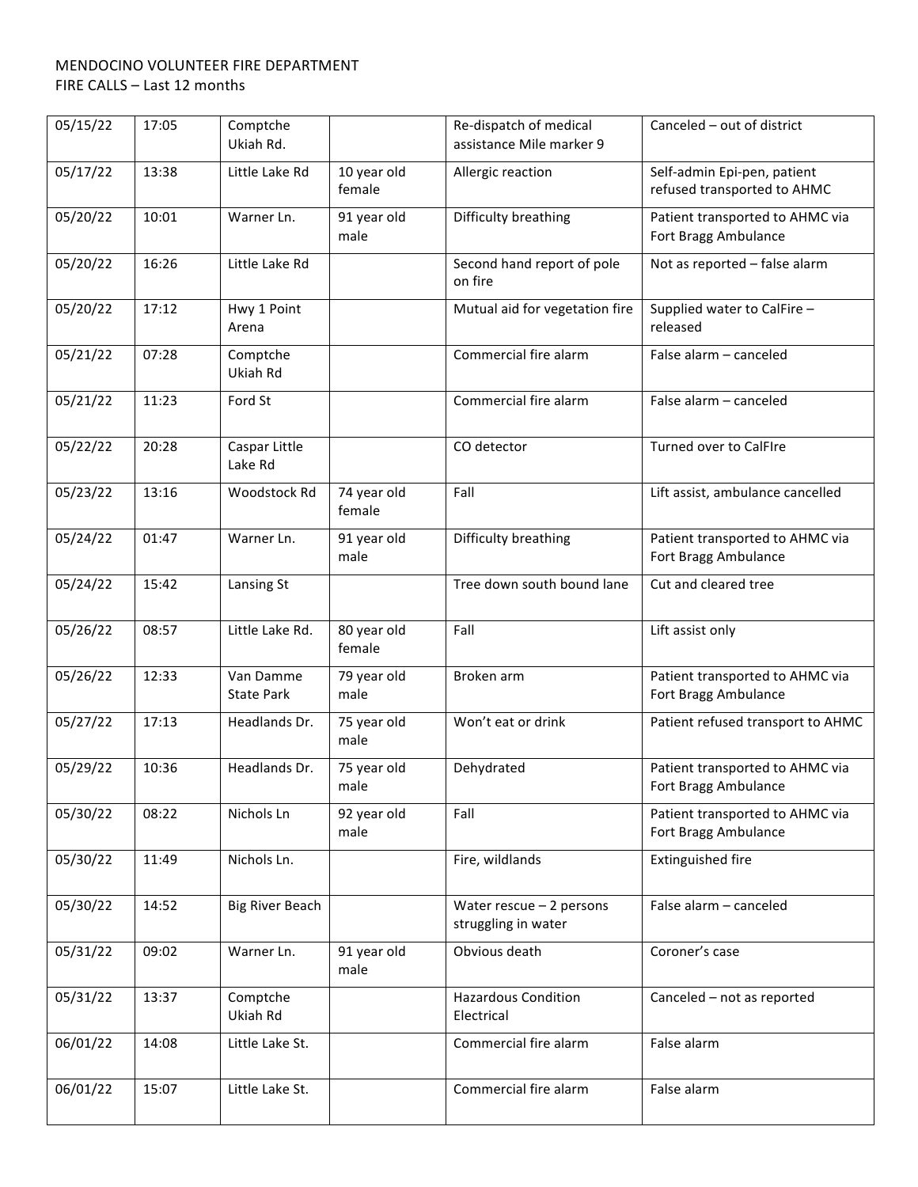MENDOCINO VOLUNTEER FIRE DEPARTMENT
FIRE CALLS – Last 12 months

| | | | | | |
|---|---|---|---|---|---|
| 05/15/22 | 17:05 | Comptche Ukiah Rd. | | Re-dispatch of medical assistance Mile marker 9 | Canceled – out of district |
| 05/17/22 | 13:38 | Little Lake Rd | 10 year old female | Allergic reaction | Self-admin Epi-pen, patient refused transported to AHMC |
| 05/20/22 | 10:01 | Warner Ln. | 91 year old male | Difficulty breathing | Patient transported to AHMC via Fort Bragg Ambulance |
| 05/20/22 | 16:26 | Little Lake Rd | | Second hand report of pole on fire | Not as reported – false alarm |
| 05/20/22 | 17:12 | Hwy 1 Point Arena | | Mutual aid for vegetation fire | Supplied water to CalFire – released |
| 05/21/22 | 07:28 | Comptche Ukiah Rd | | Commercial fire alarm | False alarm – canceled |
| 05/21/22 | 11:23 | Ford St | | Commercial fire alarm | False alarm – canceled |
| 05/22/22 | 20:28 | Caspar Little Lake Rd | | CO detector | Turned over to CalFIre |
| 05/23/22 | 13:16 | Woodstock Rd | 74 year old female | Fall | Lift assist, ambulance cancelled |
| 05/24/22 | 01:47 | Warner Ln. | 91 year old male | Difficulty breathing | Patient transported to AHMC via Fort Bragg Ambulance |
| 05/24/22 | 15:42 | Lansing St | | Tree down south bound lane | Cut and cleared tree |
| 05/26/22 | 08:57 | Little Lake Rd. | 80 year old female | Fall | Lift assist only |
| 05/26/22 | 12:33 | Van Damme State Park | 79 year old male | Broken arm | Patient transported to AHMC via Fort Bragg Ambulance |
| 05/27/22 | 17:13 | Headlands Dr. | 75 year old male | Won't eat or drink | Patient refused transport to AHMC |
| 05/29/22 | 10:36 | Headlands Dr. | 75 year old male | Dehydrated | Patient transported to AHMC via Fort Bragg Ambulance |
| 05/30/22 | 08:22 | Nichols Ln | 92 year old male | Fall | Patient transported to AHMC via Fort Bragg Ambulance |
| 05/30/22 | 11:49 | Nichols Ln. | | Fire, wildlands | Extinguished fire |
| 05/30/22 | 14:52 | Big River Beach | | Water rescue – 2 persons struggling in water | False alarm – canceled |
| 05/31/22 | 09:02 | Warner Ln. | 91 year old male | Obvious death | Coroner's case |
| 05/31/22 | 13:37 | Comptche Ukiah Rd | | Hazardous Condition Electrical | Canceled – not as reported |
| 06/01/22 | 14:08 | Little Lake St. | | Commercial fire alarm | False alarm |
| 06/01/22 | 15:07 | Little Lake St. | | Commercial fire alarm | False alarm |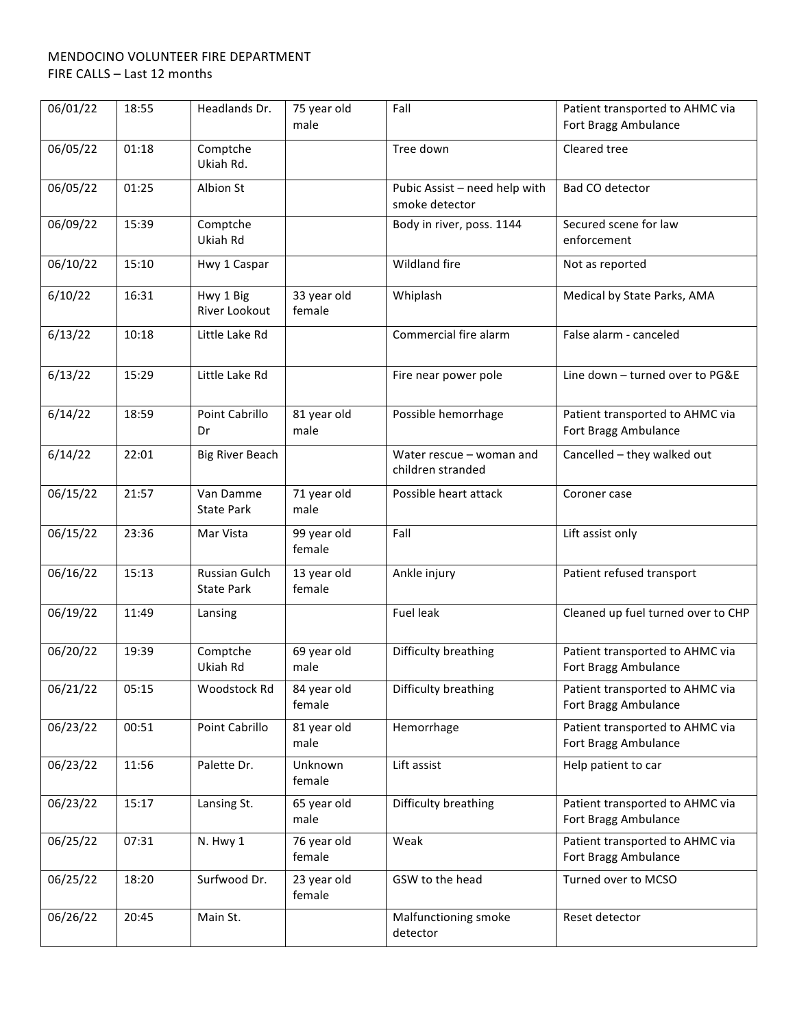MENDOCINO VOLUNTEER FIRE DEPARTMENT
FIRE CALLS – Last 12 months

| | | | | | |
|---|---|---|---|---|---|
| 06/01/22 | 18:55 | Headlands Dr. | 75 year old male | Fall | Patient transported to AHMC via Fort Bragg Ambulance |
| 06/05/22 | 01:18 | Comptche Ukiah Rd. | | Tree down | Cleared tree |
| 06/05/22 | 01:25 | Albion St | | Pubic Assist – need help with smoke detector | Bad CO detector |
| 06/09/22 | 15:39 | Comptche Ukiah Rd | | Body in river, poss. 1144 | Secured scene for law enforcement |
| 06/10/22 | 15:10 | Hwy 1 Caspar | | Wildland fire | Not as reported |
| 6/10/22 | 16:31 | Hwy 1 Big River Lookout | 33 year old female | Whiplash | Medical by State Parks, AMA |
| 6/13/22 | 10:18 | Little Lake Rd | | Commercial fire alarm | False alarm - canceled |
| 6/13/22 | 15:29 | Little Lake Rd | | Fire near power pole | Line down – turned over to PG&E |
| 6/14/22 | 18:59 | Point Cabrillo Dr | 81 year old male | Possible hemorrhage | Patient transported to AHMC via Fort Bragg Ambulance |
| 6/14/22 | 22:01 | Big River Beach | | Water rescue – woman and children stranded | Cancelled – they walked out |
| 06/15/22 | 21:57 | Van Damme State Park | 71 year old male | Possible heart attack | Coroner case |
| 06/15/22 | 23:36 | Mar Vista | 99 year old female | Fall | Lift assist only |
| 06/16/22 | 15:13 | Russian Gulch State Park | 13 year old female | Ankle injury | Patient refused transport |
| 06/19/22 | 11:49 | Lansing | | Fuel leak | Cleaned up fuel turned over to CHP |
| 06/20/22 | 19:39 | Comptche Ukiah Rd | 69 year old male | Difficulty breathing | Patient transported to AHMC via Fort Bragg Ambulance |
| 06/21/22 | 05:15 | Woodstock Rd | 84 year old female | Difficulty breathing | Patient transported to AHMC via Fort Bragg Ambulance |
| 06/23/22 | 00:51 | Point Cabrillo | 81 year old male | Hemorrhage | Patient transported to AHMC via Fort Bragg Ambulance |
| 06/23/22 | 11:56 | Palette Dr. | Unknown female | Lift assist | Help patient to car |
| 06/23/22 | 15:17 | Lansing St. | 65 year old male | Difficulty breathing | Patient transported to AHMC via Fort Bragg Ambulance |
| 06/25/22 | 07:31 | N. Hwy 1 | 76 year old female | Weak | Patient transported to AHMC via Fort Bragg Ambulance |
| 06/25/22 | 18:20 | Surfwood Dr. | 23 year old female | GSW to the head | Turned over to MCSO |
| 06/26/22 | 20:45 | Main St. | | Malfunctioning smoke detector | Reset detector |